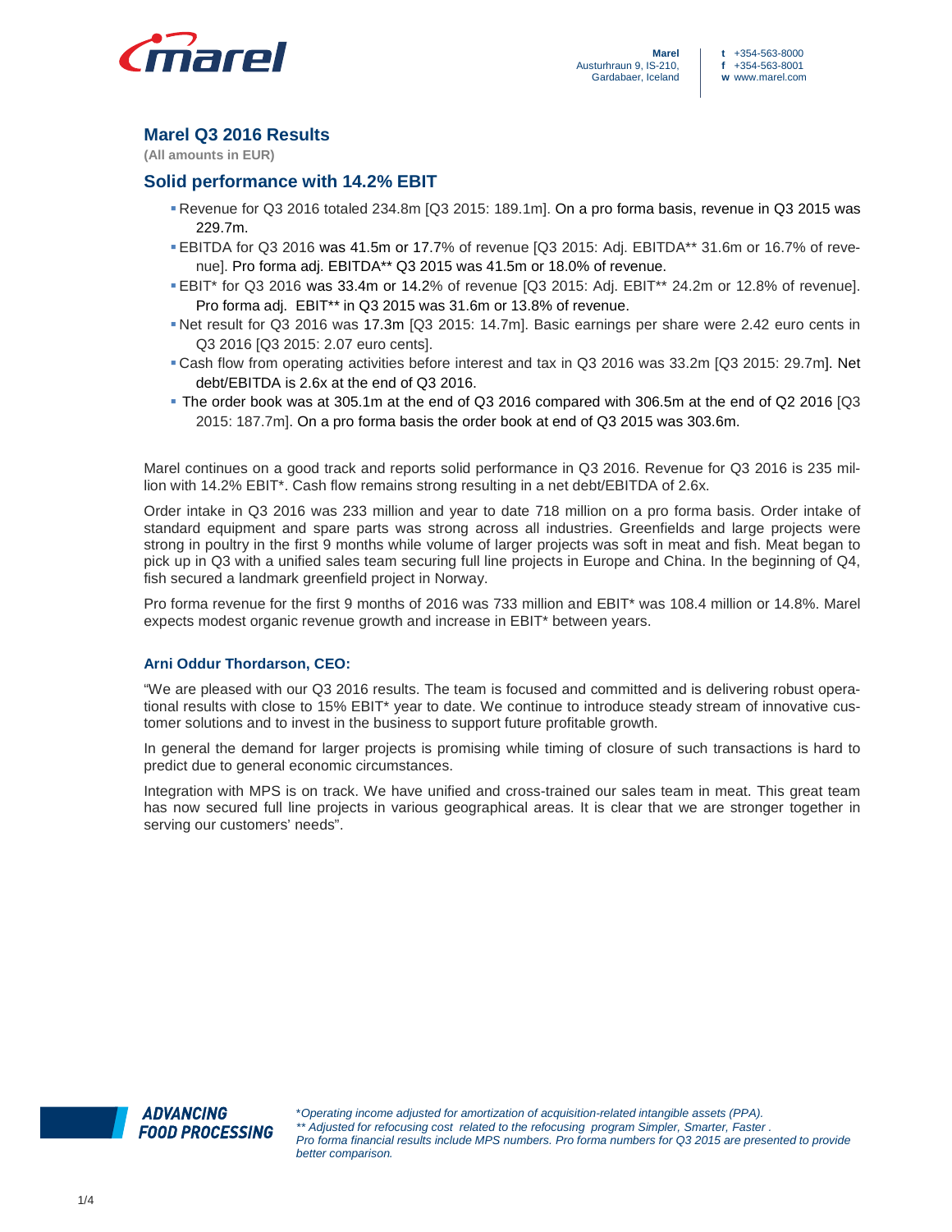Marel
Austurhraun 9, IS-210,
Gardabaer, Iceland

t +354-563-8000
f +354-563-8001
w www.marel.com

## Marel Q3 2016 Results

**(All amounts in EUR)**

## Solid performance with 14.2% EBIT

- Revenue for Q3 2016 totaled 234.8m [Q3 2015: 189.1m]. On a pro forma basis, revenue in Q3 2015 was 229.7m.
- EBITDA for Q3 2016 was 41.5m or 17.7% of revenue [Q3 2015: Adj. EBITDA** 31.6m or 16.7% of revenue]. Pro forma adj. EBITDA** Q3 2015 was 41.5m or 18.0% of revenue.
- EBIT* for Q3 2016 was 33.4m or 14.2% of revenue [Q3 2015: Adj. EBIT** 24.2m or 12.8% of revenue]. Pro forma adj. EBIT** in Q3 2015 was 31.6m or 13.8% of revenue.
- Net result for Q3 2016 was 17.3m [Q3 2015: 14.7m]. Basic earnings per share were 2.42 euro cents in Q3 2016 [Q3 2015: 2.07 euro cents].
- Cash flow from operating activities before interest and tax in Q3 2016 was 33.2m [Q3 2015: 29.7m]. Net debt/EBITDA is 2.6x at the end of Q3 2016.
- The order book was at 305.1m at the end of Q3 2016 compared with 306.5m at the end of Q2 2016 [Q3 2015: 187.7m]. On a pro forma basis the order book at end of Q3 2015 was 303.6m.

Marel continues on a good track and reports solid performance in Q3 2016. Revenue for Q3 2016 is 235 million with 14.2% EBIT*. Cash flow remains strong resulting in a net debt/EBITDA of 2.6x.

Order intake in Q3 2016 was 233 million and year to date 718 million on a pro forma basis. Order intake of standard equipment and spare parts was strong across all industries. Greenfields and large projects were strong in poultry in the first 9 months while volume of larger projects was soft in meat and fish. Meat began to pick up in Q3 with a unified sales team securing full line projects in Europe and China. In the beginning of Q4, fish secured a landmark greenfield project in Norway.

Pro forma revenue for the first 9 months of 2016 was 733 million and EBIT* was 108.4 million or 14.8%. Marel expects modest organic revenue growth and increase in EBIT* between years.

#### Arni Oddur Thordarson, CEO:

"We are pleased with our Q3 2016 results. The team is focused and committed and is delivering robust operational results with close to 15% EBIT* year to date. We continue to introduce steady stream of innovative customer solutions and to invest in the business to support future profitable growth.

In general the demand for larger projects is promising while timing of closure of such transactions is hard to predict due to general economic circumstances.

Integration with MPS is on track. We have unified and cross-trained our sales team in meat. This great team has now secured full line projects in various geographical areas. It is clear that we are stronger together in serving our customers' needs".

ADVANCING FOOD PROCESSING

*\*Operating income adjusted for amortization of acquisition-related intangible assets (PPA).*
*\*\* Adjusted for refocusing cost related to the refocusing program Simpler, Smarter, Faster .*
*Pro forma financial results include MPS numbers. Pro forma numbers for Q3 2015 are presented to provide better comparison.*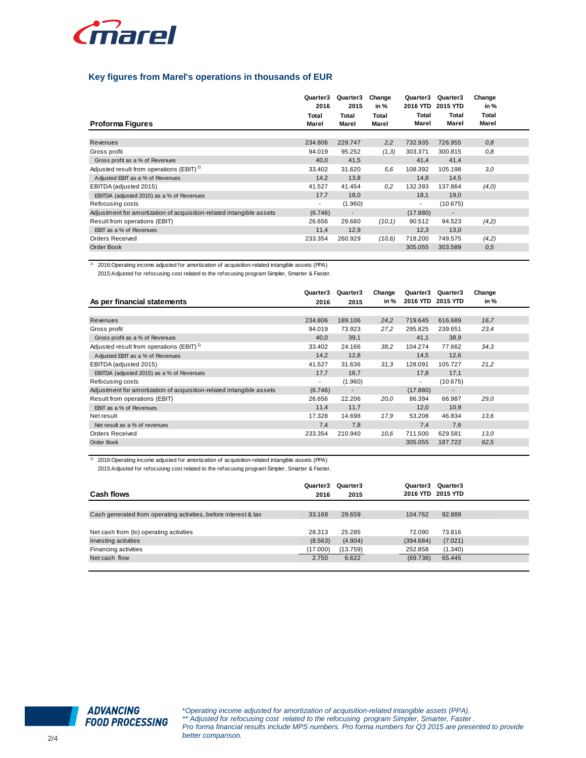## Key figures from Marel's operations in thousands of EUR

| Proforma Figures | Quarter3 2016 Total Marel | Quarter3 2015 Total Marel | Change in % Total Marel | Quarter3 2016 YTD Total Marel | Quarter3 2015 YTD Total Marel | Change in % Total Marel |
|---|---|---|---|---|---|---|
| Revenues | 234.806 | 229.747 | *2,2* | 732.935 | 726.955 | *0,8* |
| Gross profit | 94.019 | 95.252 | *(1,3)* | 303.371 | 300.815 | *0,8* |
| Gross profit as a % of Revenues | 40,0 | 41,5 | | 41,4 | 41,4 | |
| Adjusted result from operations (EBIT) [1] | 33.402 | 31.620 | *5,6* | 108.392 | 105.198 | *3,0* |
| Adjusted EBIT as a % of Revenues | 14,2 | 13,8 | | 14,8 | 14,5 | |
| EBITDA (adjusted 2015) | 41.527 | 41.454 | *0,2* | 132.393 | 137.864 | *(4,0)* |
| EBITDA (adjusted 2015) as a % of Revenues | 17,7 | 18,0 | | 18,1 | 19,0 | |
| Refocusing costs | - | (1.960) | | - | (10.675) | |
| Adjustment for amortization of acquisition-related intangible assets | (6.746) | - | | (17.880) | - | |
| Result from operations (EBIT) | 26.656 | 29.660 | *(10,1)* | 90.512 | 94.523 | *(4,2)* |
| EBIT as a % of Revenues | 11,4 | 12,9 | | 12,3 | 13,0 | |
| Orders Received | 233.354 | 260.929 | *(10,6)* | 718.200 | 749.575 | *(4,2)* |
| Order Book | | | | 305.055 | 303.589 | *0,5* |

[1] 2016:Operating income adjusted for amortization of acquisition-related intangible assets (PPA)
2015:Adjusted for refocusing cost related to the refocusing program Simpler, Smarter & Faster.

| As per financial statements | Quarter3 2016 | Quarter3 2015 | Change in % | Quarter3 2016 YTD | Quarter3 2015 YTD | Change in % |
|---|---|---|---|---|---|---|
| Revenues | 234.806 | 189.106 | *24,2* | 719.645 | 616.689 | *16,7* |
| Gross profit | 94.019 | 73.923 | *27,2* | 295.825 | 239.651 | *23,4* |
| Gross profit as a % of Revenues | 40,0 | 39,1 | | 41,1 | 38,9 | |
| Adjusted result from operations (EBIT) [1] | 33.402 | 24.166 | *38,2* | 104.274 | 77.662 | *34,3* |
| Adjusted EBIT as a % of Revenues | 14,2 | 12,8 | | 14,5 | 12,6 | |
| EBITDA (adjusted 2015) | 41.527 | 31.636 | *31,3* | 128.091 | 105.727 | *21,2* |
| EBITDA (adjusted 2015) as a % of Revenues | 17,7 | 16,7 | | 17,8 | 17,1 | |
| Refocusing costs | - | (1.960) | | - | (10.675) | |
| Adjustment for amortization of acquisition-related intangible assets | (6.746) | - | | (17.880) | - | |
| Result from operations (EBIT) | 26.656 | 22.206 | *20,0* | 86.394 | 66.987 | *29,0* |
| EBIT as a % of Revenues | 11,4 | 11,7 | | 12,0 | 10,9 | |
| Net result | 17.328 | 14.698 | *17,9* | 53.208 | 46.834 | *13,6* |
| Net result as a % of revenues | 7,4 | 7,8 | | 7,4 | 7,6 | |
| Orders Received | 233.354 | 210.940 | *10,6* | 711.500 | 629.581 | *13,0* |
| Order Book | | | | 305.055 | 187.722 | *62,5* |

[1] 2016:Operating income adjusted for amortization of acquisition-related intangible assets (PPA)
2015:Adjusted for refocusing cost related to the refocusing program Simpler, Smarter & Faster.

| Cash flows | Quarter3 2016 | Quarter3 2015 | Quarter3 2016 YTD | Quarter3 2015 YTD |
|---|---|---|---|---|
| Cash generated from operating activities, before interest & tax | 33.168 | 29.659 | 104.762 | 92.889 |
| | | | | |
| Net cash from (to) operating activities | 28.313 | 25.285 | 72.090 | 73.816 |
| Investing activities | (8.563) | (4.904) | (394.684) | (7.021) |
| Financing activities | (17.000) | (13.759) | 252.858 | (1.340) |
| Net cash flow | 2.750 | 6.622 | (69.736) | 65.445 |

ADVANCING FOOD PROCESSING

*\*Operating income adjusted for amortization of acquisition-related intangible assets (PPA).*
*\*\* Adjusted for refocusing cost related to the refocusing program Simpler, Smarter, Faster .*
*Pro forma financial results include MPS numbers. Pro forma numbers for Q3 2015 are presented to provide better comparison.*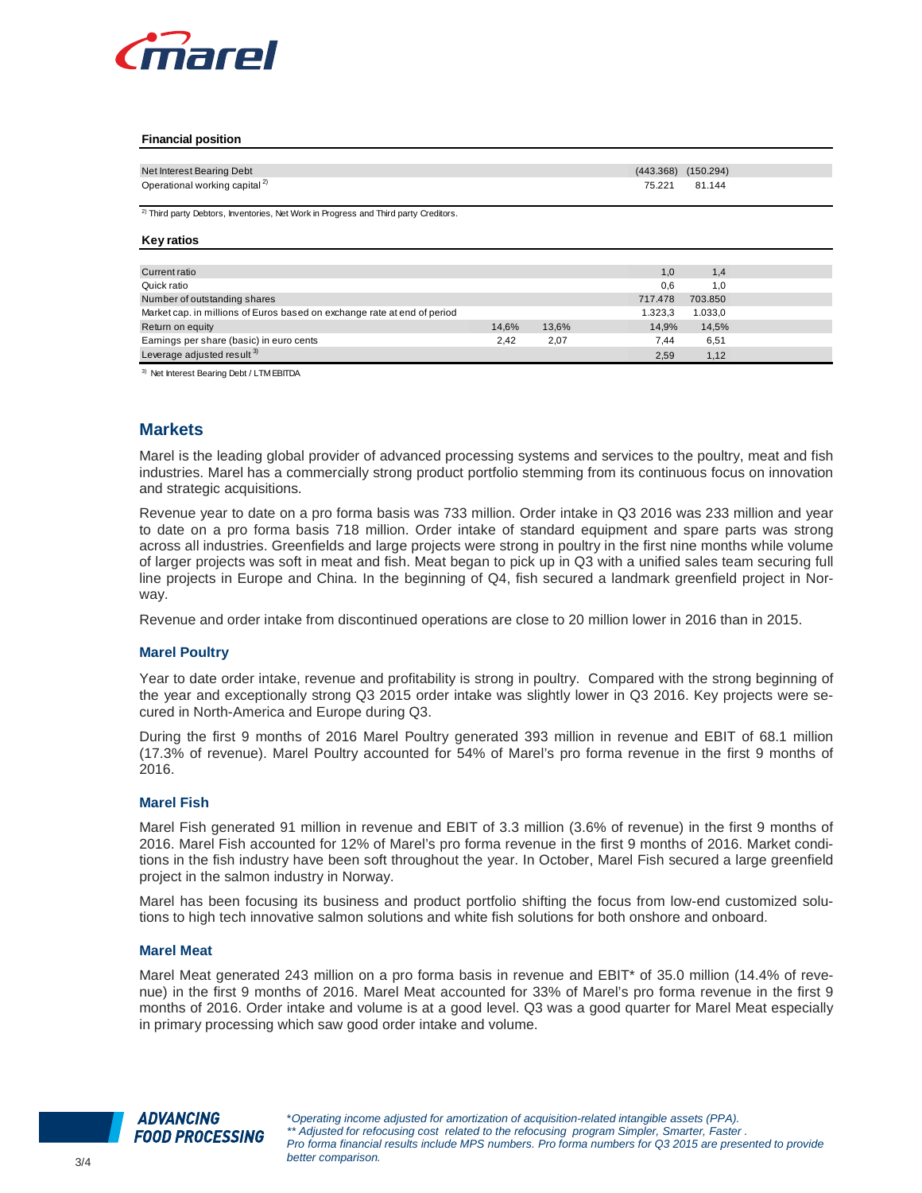**Financial position**

| | | | | |
|---|---|---|---|---|
| Net Interest Bearing Debt | | | (443.368) | (150.294) |
| Operational working capital [2] | | | 75.221 | 81.144 |

[2] Third party Debtors, Inventories, Net Work in Progress and Third party Creditors.

**Key ratios**

| | | | | |
|---|---|---|---|---|
| Current ratio | | | 1,0 | 1,4 |
| Quick ratio | | | 0,6 | 1,0 |
| Number of outstanding shares | | | 717.478 | 703.850 |
| Market cap. in millions of Euros based on exchange rate at end of period | | | 1.323,3 | 1.033,0 |
| Return on equity | 14,6% | 13,6% | 14,9% | 14,5% |
| Earnings per share (basic) in euro cents | 2,42 | 2,07 | 7,44 | 6,51 |
| Leverage adjusted result [3] | | | 2,59 | 1,12 |

[3] Net Interest Bearing Debt / LTM EBITDA

## Markets

Marel is the leading global provider of advanced processing systems and services to the poultry, meat and fish industries. Marel has a commercially strong product portfolio stemming from its continuous focus on innovation and strategic acquisitions.

Revenue year to date on a pro forma basis was 733 million. Order intake in Q3 2016 was 233 million and year to date on a pro forma basis 718 million. Order intake of standard equipment and spare parts was strong across all industries. Greenfields and large projects were strong in poultry in the first nine months while volume of larger projects was soft in meat and fish. Meat began to pick up in Q3 with a unified sales team securing full line projects in Europe and China. In the beginning of Q4, fish secured a landmark greenfield project in Norway.

Revenue and order intake from discontinued operations are close to 20 million lower in 2016 than in 2015.

### Marel Poultry

Year to date order intake, revenue and profitability is strong in poultry. Compared with the strong beginning of the year and exceptionally strong Q3 2015 order intake was slightly lower in Q3 2016. Key projects were secured in North-America and Europe during Q3.

During the first 9 months of 2016 Marel Poultry generated 393 million in revenue and EBIT of 68.1 million (17.3% of revenue). Marel Poultry accounted for 54% of Marel's pro forma revenue in the first 9 months of 2016.

### Marel Fish

Marel Fish generated 91 million in revenue and EBIT of 3.3 million (3.6% of revenue) in the first 9 months of 2016. Marel Fish accounted for 12% of Marel's pro forma revenue in the first 9 months of 2016. Market conditions in the fish industry have been soft throughout the year. In October, Marel Fish secured a large greenfield project in the salmon industry in Norway.

Marel has been focusing its business and product portfolio shifting the focus from low-end customized solutions to high tech innovative salmon solutions and white fish solutions for both onshore and onboard.

### Marel Meat

Marel Meat generated 243 million on a pro forma basis in revenue and EBIT* of 35.0 million (14.4% of revenue) in the first 9 months of 2016. Marel Meat accounted for 33% of Marel's pro forma revenue in the first 9 months of 2016. Order intake and volume is at a good level. Q3 was a good quarter for Marel Meat especially in primary processing which saw good order intake and volume.

*\*Operating income adjusted for amortization of acquisition-related intangible assets (PPA).*
*\*\* Adjusted for refocusing cost related to the refocusing program Simpler, Smarter, Faster .*
*Pro forma financial results include MPS numbers. Pro forma numbers for Q3 2015 are presented to provide better comparison.*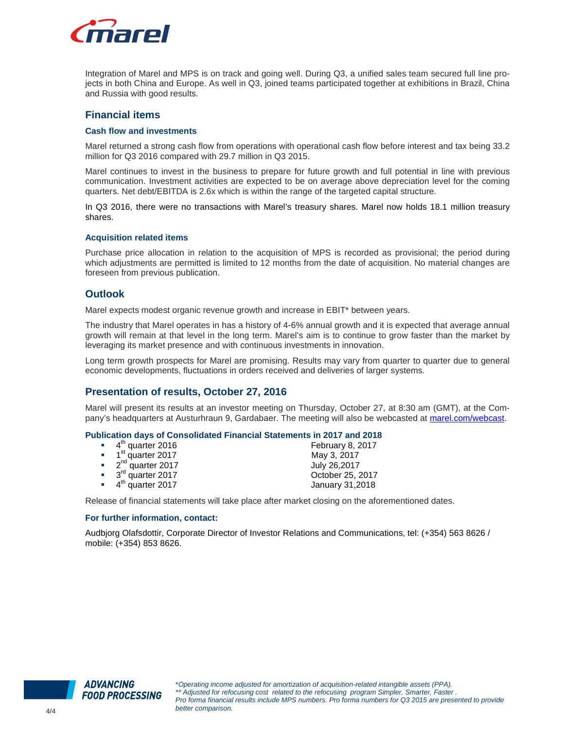Integration of Marel and MPS is on track and going well. During Q3, a unified sales team secured full line projects in both China and Europe. As well in Q3, joined teams participated together at exhibitions in Brazil, China and Russia with good results.

## Financial items

### Cash flow and investments

Marel returned a strong cash flow from operations with operational cash flow before interest and tax being 33.2 million for Q3 2016 compared with 29.7 million in Q3 2015.

Marel continues to invest in the business to prepare for future growth and full potential in line with previous communication. Investment activities are expected to be on average above depreciation level for the coming quarters. Net debt/EBITDA is 2.6x which is within the range of the targeted capital structure.

In Q3 2016, there were no transactions with Marel's treasury shares. Marel now holds 18.1 million treasury shares.

### Acquisition related items

Purchase price allocation in relation to the acquisition of MPS is recorded as provisional; the period during which adjustments are permitted is limited to 12 months from the date of acquisition. No material changes are foreseen from previous publication.

## Outlook

Marel expects modest organic revenue growth and increase in EBIT* between years.

The industry that Marel operates in has a history of 4-6% annual growth and it is expected that average annual growth will remain at that level in the long term. Marel's aim is to continue to grow faster than the market by leveraging its market presence and with continuous investments in innovation.

Long term growth prospects for Marel are promising. Results may vary from quarter to quarter due to general economic developments, fluctuations in orders received and deliveries of larger systems.

## Presentation of results, October 27, 2016

Marel will present its results at an investor meeting on Thursday, October 27, at 8:30 am (GMT), at the Company's headquarters at Austurhraun 9, Gardabaer. The meeting will also be webcasted at marel.com/webcast.

### Publication days of Consolidated Financial Statements in 2017 and 2018

- 4th quarter 2016 — February 8, 2017
- 1st quarter 2017 — May 3, 2017
- 2nd quarter 2017 — July 26,2017
- 3rd quarter 2017 — October 25, 2017
- 4th quarter 2017 — January 31,2018

Release of financial statements will take place after market closing on the aforementioned dates.

### For further information, contact:

Audbjorg Olafsdottir, Corporate Director of Investor Relations and Communications, tel: (+354) 563 8626 / mobile: (+354) 853 8626.

*\*Operating income adjusted for amortization of acquisition-related intangible assets (PPA).*
*\*\* Adjusted for refocusing cost related to the refocusing program Simpler, Smarter, Faster .*
*Pro forma financial results include MPS numbers. Pro forma numbers for Q3 2015 are presented to provide better comparison.*